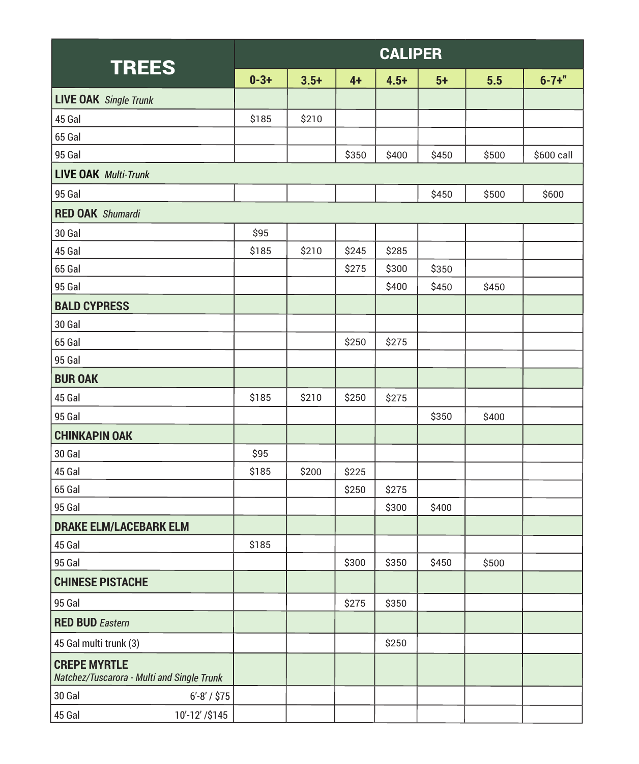| TREES | CALIPER | | | | | | |
|---|---|---|---|---|---|---|---|
| | 0-3+ | 3.5+ | 4+ | 4.5+ | 5+ | 5.5 | 6-7+" |
| **LIVE OAK** *Single Trunk* | | | | | | | |
| 45 Gal | $185 | $210 | | | | | |
| 65 Gal | | | | | | | |
| 95 Gal | | | $350 | $400 | $450 | $500 | $600 call |
| **LIVE OAK** *Multi-Trunk* | | | | | | | |
| 95 Gal | | | | | $450 | $500 | $600 |
| **RED OAK** *Shumardi* | | | | | | | |
| 30 Gal | $95 | | | | | | |
| 45 Gal | $185 | $210 | $245 | $285 | | | |
| 65 Gal | | | $275 | $300 | $350 | | |
| 95 Gal | | | | $400 | $450 | $450 | |
| **BALD CYPRESS** | | | | | | | |
| 30 Gal | | | | | | | |
| 65 Gal | | | $250 | $275 | | | |
| 95 Gal | | | | | | | |
| **BUR OAK** | | | | | | | |
| 45 Gal | $185 | $210 | $250 | $275 | | | |
| 95 Gal | | | | | $350 | $400 | |
| **CHINKAPIN OAK** | | | | | | | |
| 30 Gal | $95 | | | | | | |
| 45 Gal | $185 | $200 | $225 | | | | |
| 65 Gal | | | $250 | $275 | | | |
| 95 Gal | | | | $300 | $400 | | |
| **DRAKE ELM/LACEBARK ELM** | | | | | | | |
| 45 Gal | $185 | | | | | | |
| 95 Gal | | | $300 | $350 | $450 | $500 | |
| **CHINESE PISTACHE** | | | | | | | |
| 95 Gal | | | $275 | $350 | | | |
| **RED BUD** *Eastern* | | | | | | | |
| 45 Gal multi trunk (3) | | | | $250 | | | |
| **CREPE MYRTLE** *Natchez/Tuscarora - Multi and Single Trunk* | | | | | | | |
| 30 Gal 6'-8' / $75 | | | | | | | |
| 45 Gal 10'-12' /$145 | | | | | | | |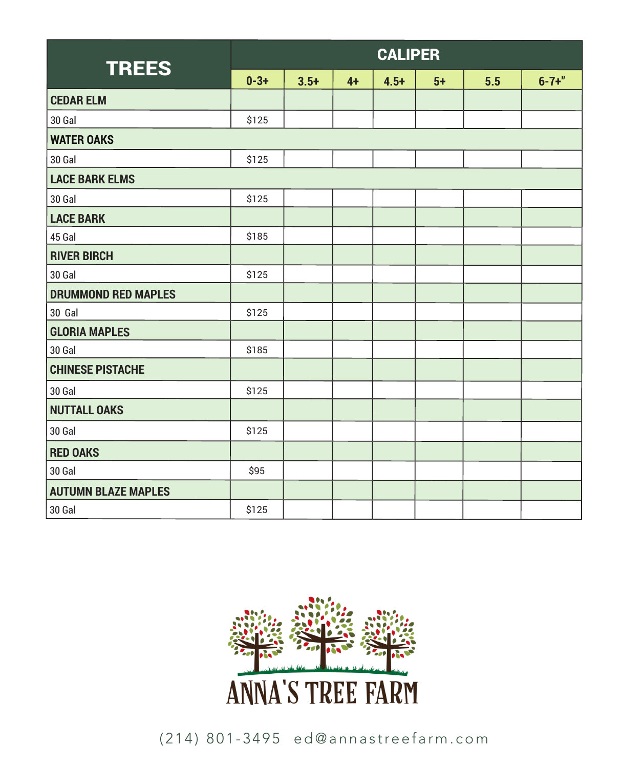| TREES | CALIPER | | | | | | |
|---|---|---|---|---|---|---|---|
| | 0-3+ | 3.5+ | 4+ | 4.5+ | 5+ | 5.5 | 6-7+" |
| **CEDAR ELM** | | | | | | | |
| 30 Gal | $125 | | | | | | |
| **WATER OAKS** | | | | | | | |
| 30 Gal | $125 | | | | | | |
| **LACE BARK ELMS** | | | | | | | |
| 30 Gal | $125 | | | | | | |
| **LACE BARK** | | | | | | | |
| 45 Gal | $185 | | | | | | |
| **RIVER BIRCH** | | | | | | | |
| 30 Gal | $125 | | | | | | |
| **DRUMMOND RED MAPLES** | | | | | | | |
| 30 Gal | $125 | | | | | | |
| **GLORIA MAPLES** | | | | | | | |
| 30 Gal | $185 | | | | | | |
| **CHINESE PISTACHE** | | | | | | | |
| 30 Gal | $125 | | | | | | |
| **NUTTALL OAKS** | | | | | | | |
| 30 Gal | $125 | | | | | | |
| **RED OAKS** | | | | | | | |
| 30 Gal | $95 | | | | | | |
| **AUTUMN BLAZE MAPLES** | | | | | | | |
| 30 Gal | $125 | | | | | | |

ANNA'S TREE FARM

(214) 801-3495 ed@annastreefarm.com